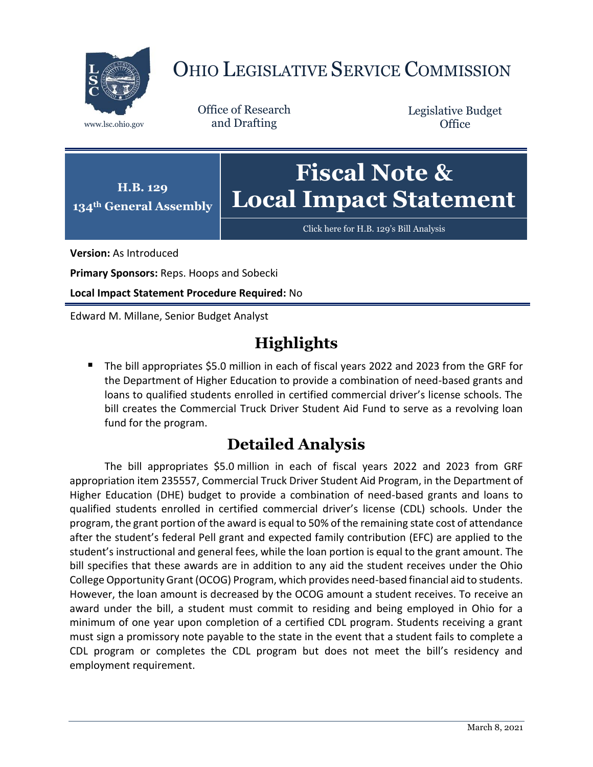# OHIO LEGISLATIVE SERVICE COMMISSION

www.lsc.ohio.gov

Office of Research and Drafting

Legislative Budget Office

**H.B. 129**
**134th General Assembly**

# Fiscal Note & Local Impact Statement

Click here for H.B. 129's Bill Analysis

**Version:** As Introduced

**Primary Sponsors:** Reps. Hoops and Sobecki

**Local Impact Statement Procedure Required:** No

Edward M. Millane, Senior Budget Analyst

## Highlights

- The bill appropriates $5.0 million in each of fiscal years 2022 and 2023 from the GRF for the Department of Higher Education to provide a combination of need-based grants and loans to qualified students enrolled in certified commercial driver's license schools. The bill creates the Commercial Truck Driver Student Aid Fund to serve as a revolving loan fund for the program.

## Detailed Analysis

The bill appropriates $5.0 million in each of fiscal years 2022 and 2023 from GRF appropriation item 235557, Commercial Truck Driver Student Aid Program, in the Department of Higher Education (DHE) budget to provide a combination of need-based grants and loans to qualified students enrolled in certified commercial driver's license (CDL) schools. Under the program, the grant portion of the award is equal to 50% of the remaining state cost of attendance after the student's federal Pell grant and expected family contribution (EFC) are applied to the student's instructional and general fees, while the loan portion is equal to the grant amount. The bill specifies that these awards are in addition to any aid the student receives under the Ohio College Opportunity Grant (OCOG) Program, which provides need-based financial aid to students. However, the loan amount is decreased by the OCOG amount a student receives. To receive an award under the bill, a student must commit to residing and being employed in Ohio for a minimum of one year upon completion of a certified CDL program. Students receiving a grant must sign a promissory note payable to the state in the event that a student fails to complete a CDL program or completes the CDL program but does not meet the bill's residency and employment requirement.

March 8, 2021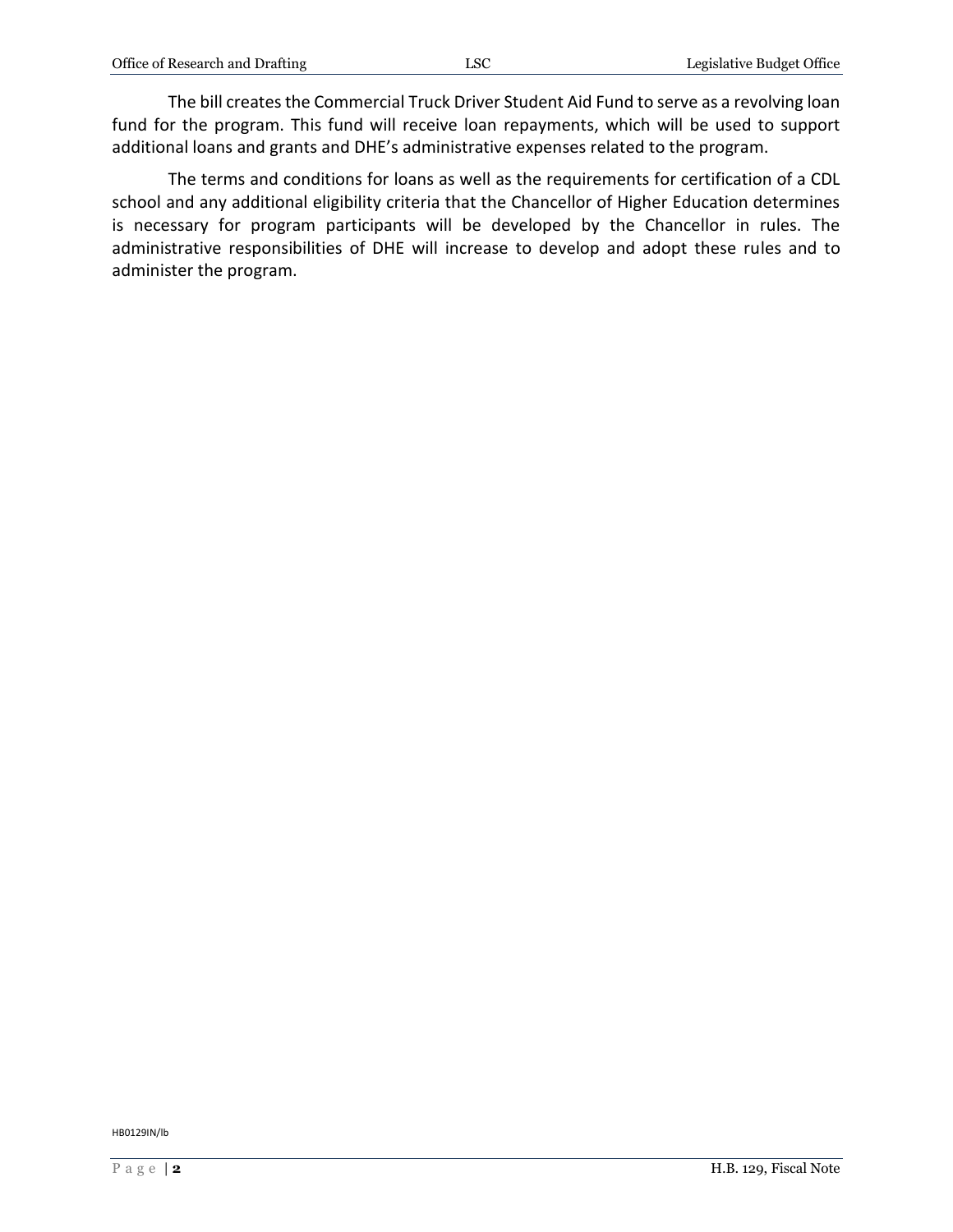The bill creates the Commercial Truck Driver Student Aid Fund to serve as a revolving loan fund for the program. This fund will receive loan repayments, which will be used to support additional loans and grants and DHE's administrative expenses related to the program.

The terms and conditions for loans as well as the requirements for certification of a CDL school and any additional eligibility criteria that the Chancellor of Higher Education determines is necessary for program participants will be developed by the Chancellor in rules. The administrative responsibilities of DHE will increase to develop and adopt these rules and to administer the program.

HB0129IN/lb